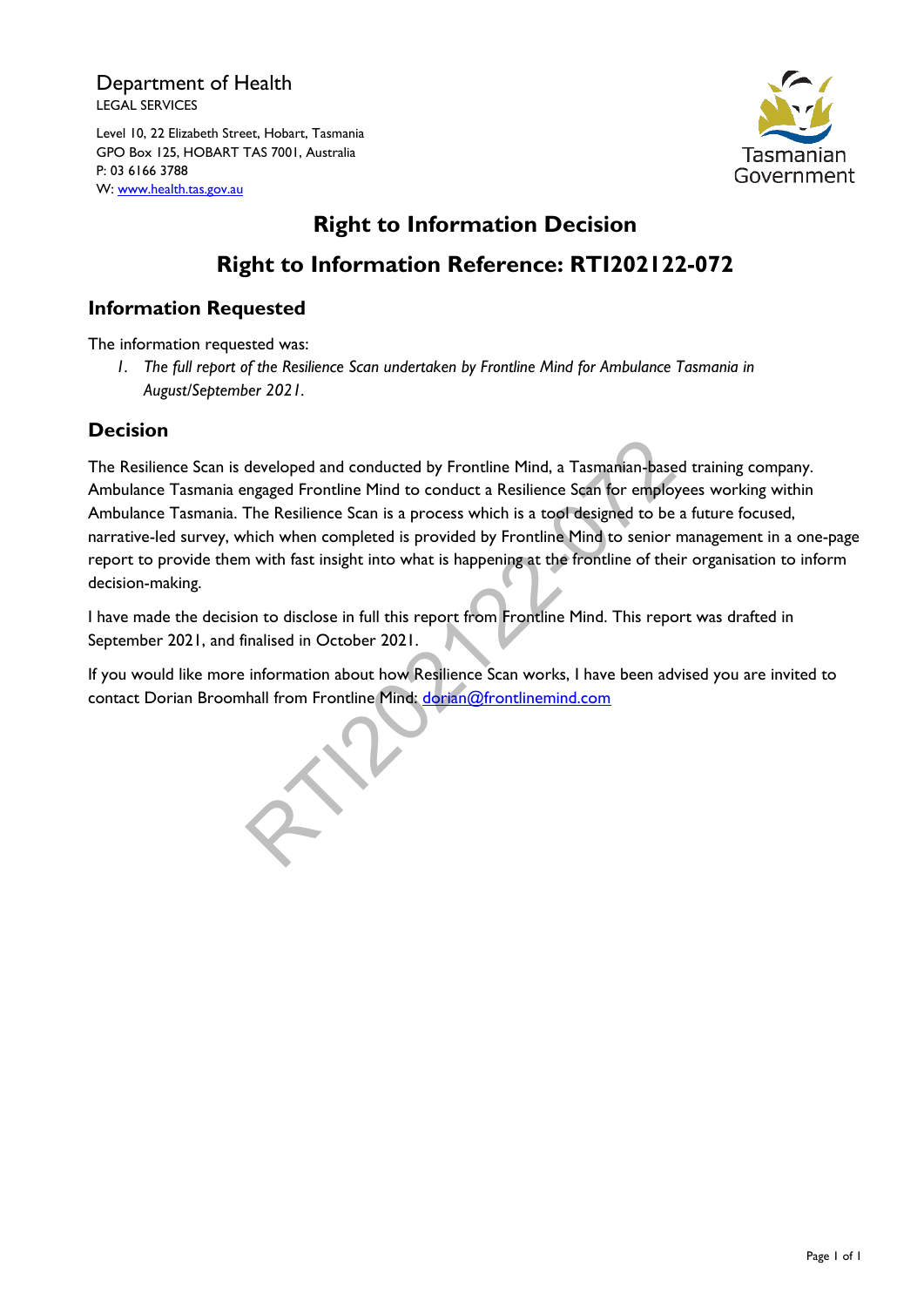Department of Health
LEGAL SERVICES

Level 10, 22 Elizabeth Street, Hobart, Tasmania
GPO Box 125, HOBART TAS 7001, Australia
P: 03 6166 3788
W: www.health.tas.gov.au

Tasmanian Government

# Right to Information Decision

# Right to Information Reference: RTI202122-072

## Information Requested

The information requested was:

1. *The full report of the Resilience Scan undertaken by Frontline Mind for Ambulance Tasmania in August/September 2021.*

## Decision

The Resilience Scan is developed and conducted by Frontline Mind, a Tasmanian-based training company. Ambulance Tasmania engaged Frontline Mind to conduct a Resilience Scan for employees working within Ambulance Tasmania. The Resilience Scan is a process which is a tool designed to be a future focused, narrative-led survey, which when completed is provided by Frontline Mind to senior management in a one-page report to provide them with fast insight into what is happening at the frontline of their organisation to inform decision-making.

I have made the decision to disclose in full this report from Frontline Mind. This report was drafted in September 2021, and finalised in October 2021.

If you would like more information about how Resilience Scan works, I have been advised you are invited to contact Dorian Broomhall from Frontline Mind: dorian@frontlinemind.com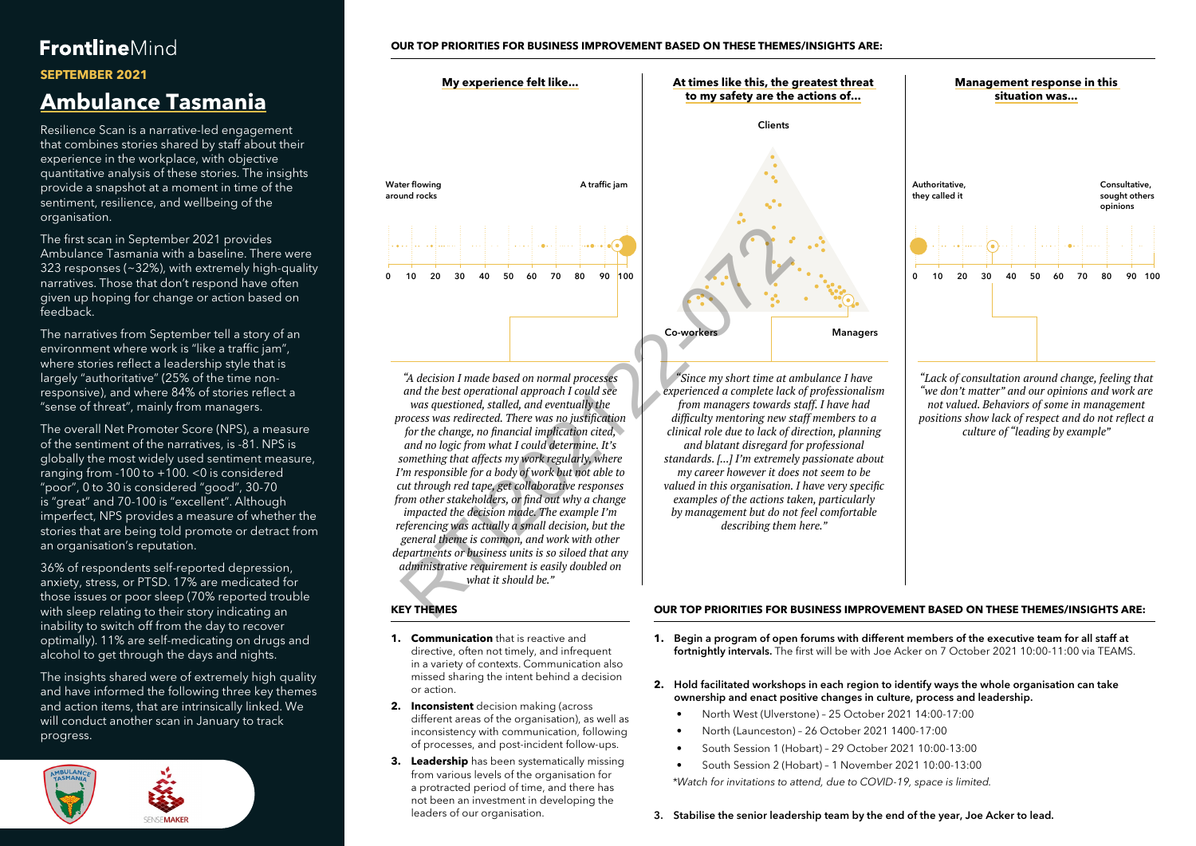# **Frontline**Mind

**SEPTEMBER 2021**

## Ambulance Tasmania

Resilience Scan is a narrative-led engagement that combines stories shared by staff about their experience in the workplace, with objective quantitative analysis of these stories. The insights provide a snapshot at a moment in time of the sentiment, resilience, and wellbeing of the organisation.

The first scan in September 2021 provides Ambulance Tasmania with a baseline. There were 323 responses (~32%), with extremely high-quality narratives. Those that don't respond have often given up hoping for change or action based on feedback.

The narratives from September tell a story of an environment where work is "like a traffic jam", where stories reflect a leadership style that is largely "authoritative" (25% of the time non-responsive), and where 84% of stories reflect a "sense of threat", mainly from managers.

The overall Net Promoter Score (NPS), a measure of the sentiment of the narratives, is -81. NPS is globally the most widely used sentiment measure, ranging from -100 to +100. <0 is considered "poor", 0 to 30 is considered "good", 30-70 is "great" and 70-100 is "excellent". Although imperfect, NPS provides a measure of whether the stories that are being told promote or detract from an organisation's reputation.

36% of respondents self-reported depression, anxiety, stress, or PTSD. 17% are medicated for those issues or poor sleep (70% reported trouble with sleep relating to their story indicating an inability to switch off from the day to recover optimally). 11% are self-medicating on drugs and alcohol to get through the days and nights.

The insights shared were of extremely high quality and have informed the following three key themes and action items, that are intrinsically linked. We will conduct another scan in January to track progress.

**OUR TOP PRIORITIES FOR BUSINESS IMPROVEMENT BASED ON THESE THEMES/INSIGHTS ARE:**

### My experience felt like...

Water flowing around rocks

A traffic jam

0 10 20 30 40 50 60 70 80 90 100

*"A decision I made based on normal processes and the best operational approach I could see was questioned, stalled, and eventually the process was redirected. There was no justification for the change, no financial implication cited, and no logic from what I could determine. It's something that affects my work regularly, where I'm responsible for a body of work but not able to cut through red tape, get collaborative responses from other stakeholders, or find out why a change impacted the decision made. The example I'm referencing was actually a small decision, but the general theme is common, and work with other departments or business units is so siloed that any administrative requirement is easily doubled on what it should be."*

### At times like this, the greatest threat to my safety are the actions of...

Clients

Co-workers

Managers

*"Since my short time at ambulance I have experienced a complete lack of professionalism from managers towards staff. I have had difficulty mentoring new staff members to a clinical role due to lack of direction, planning and blatant disregard for professional standards. [...] I'm extremely passionate about my career however it does not seem to be valued in this organisation. I have very specific examples of the actions taken, particularly by management but do not feel comfortable describing them here."*

### Management response in this situation was...

Authoritative, they called it

Consultative, sought others opinions

0 10 20 30 40 50 60 70 80 90 100

*"Lack of consultation around change, feeling that "we don't matter" and our opinions and work are not valued. Behaviors of some in management positions show lack of respect and do not reflect a culture of "leading by example"*

**KEY THEMES**

1. **Communication** that is reactive and directive, often not timely, and infrequent in a variety of contexts. Communication also missed sharing the intent behind a decision or action.
2. **Inconsistent** decision making (across different areas of the organisation), as well as inconsistency with communication, following of processes, and post-incident follow-ups.
3. **Leadership** has been systematically missing from various levels of the organisation for a protracted period of time, and there has not been an investment in developing the leaders of our organisation.

**OUR TOP PRIORITIES FOR BUSINESS IMPROVEMENT BASED ON THESE THEMES/INSIGHTS ARE:**

1. **Begin a program of open forums with different members of the executive team for all staff at fortnightly intervals.** The first will be with Joe Acker on 7 October 2021 10:00-11:00 via TEAMS.
2. **Hold facilitated workshops in each region to identify ways the whole organisation can take ownership and enact positive changes in culture, process and leadership.**
   - North West (Ulverstone) – 25 October 2021 14:00-17:00
   - North (Launceston) – 26 October 2021 1400-17:00
   - South Session 1 (Hobart) – 29 October 2021 10:00-13:00
   - South Session 2 (Hobart) – 1 November 2021 10:00-13:00

   *\*Watch for invitations to attend, due to COVID-19, space is limited.*
3. **Stabilise the senior leadership team by the end of the year, Joe Acker to lead.**

AMBULANCE TASMANIA

SENSEMAKER